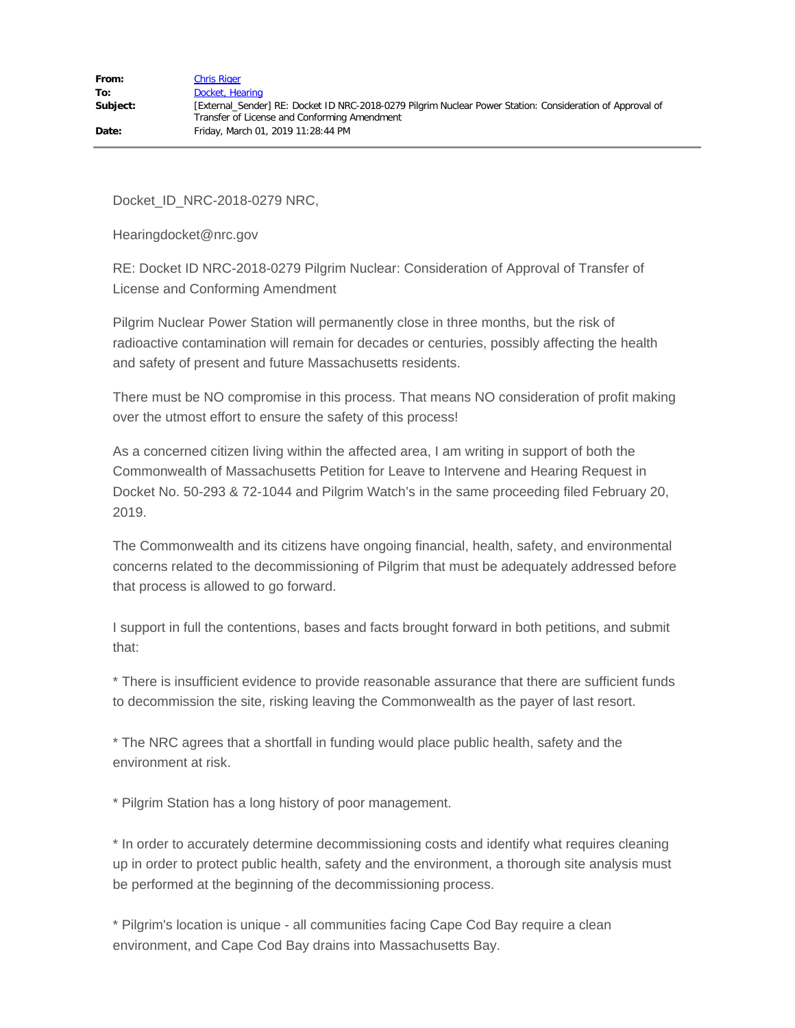| | |
|---|---|
| **From:** | Chris Riger |
| **To:** | Docket, Hearing |
| **Subject:** | [External_Sender] RE: Docket ID NRC-2018-0279 Pilgrim Nuclear Power Station: Consideration of Approval of Transfer of License and Conforming Amendment |
| **Date:** | Friday, March 01, 2019 11:28:44 PM |

---

Docket_ID_NRC-2018-0279 NRC,

Hearingdocket@nrc.gov

RE: Docket ID NRC-2018-0279 Pilgrim Nuclear: Consideration of Approval of Transfer of License and Conforming Amendment

Pilgrim Nuclear Power Station will permanently close in three months, but the risk of radioactive contamination will remain for decades or centuries, possibly affecting the health and safety of present and future Massachusetts residents.

There must be NO compromise in this process. That means NO consideration of profit making over the utmost effort to ensure the safety of this process!

As a concerned citizen living within the affected area, I am writing in support of both the Commonwealth of Massachusetts Petition for Leave to Intervene and Hearing Request in Docket No. 50-293 & 72-1044 and Pilgrim Watch's in the same proceeding filed February 20, 2019.

The Commonwealth and its citizens have ongoing financial, health, safety, and environmental concerns related to the decommissioning of Pilgrim that must be adequately addressed before that process is allowed to go forward.

I support in full the contentions, bases and facts brought forward in both petitions, and submit that:

* There is insufficient evidence to provide reasonable assurance that there are sufficient funds to decommission the site, risking leaving the Commonwealth as the payer of last resort.

* The NRC agrees that a shortfall in funding would place public health, safety and the environment at risk.

* Pilgrim Station has a long history of poor management.

* In order to accurately determine decommissioning costs and identify what requires cleaning up in order to protect public health, safety and the environment, a thorough site analysis must be performed at the beginning of the decommissioning process.

* Pilgrim's location is unique - all communities facing Cape Cod Bay require a clean environment, and Cape Cod Bay drains into Massachusetts Bay.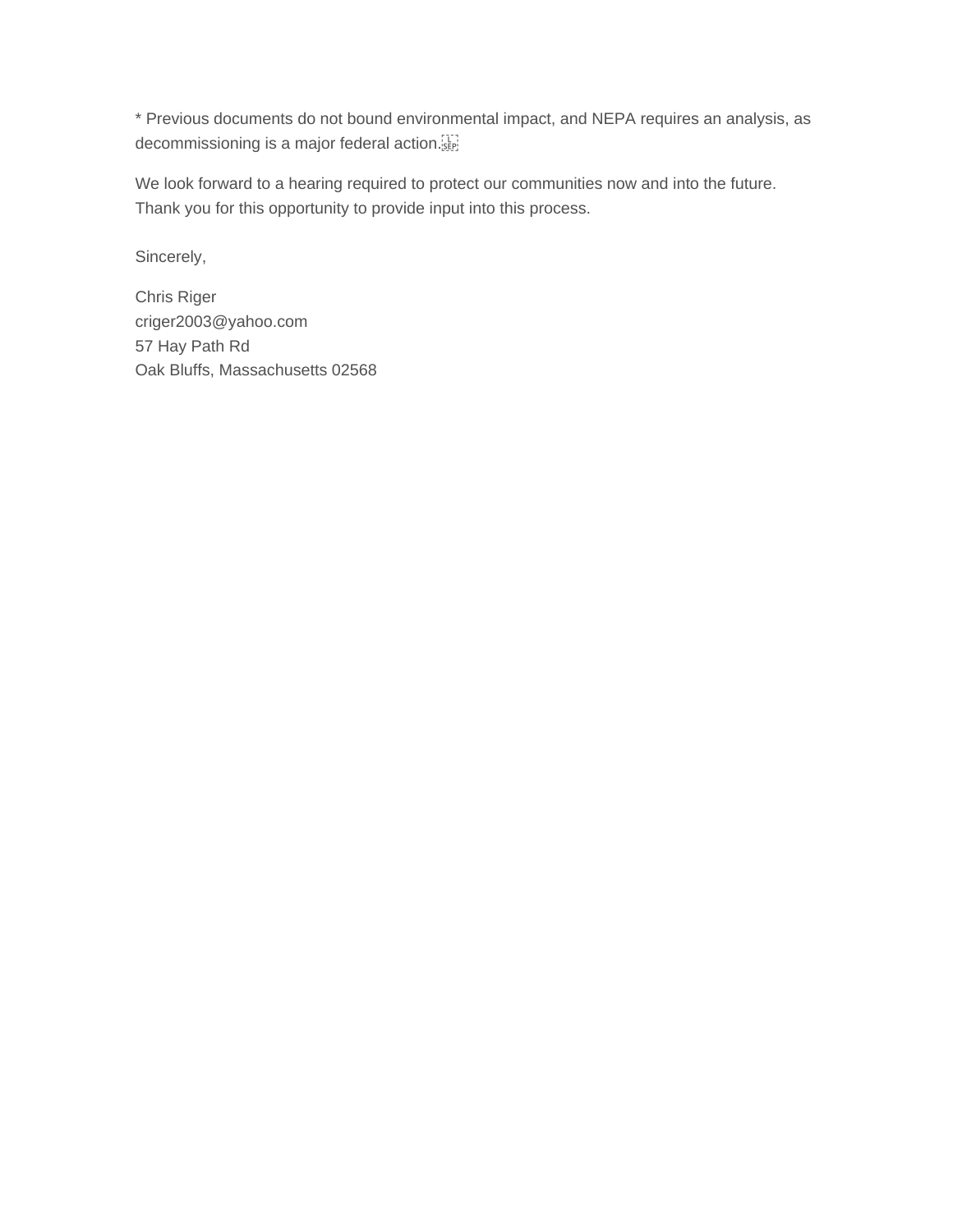* Previous documents do not bound environmental impact, and NEPA requires an analysis, as decommissioning is a major federal action.

We look forward to a hearing required to protect our communities now and into the future. Thank you for this opportunity to provide input into this process.

Sincerely,

Chris Riger
criger2003@yahoo.com
57 Hay Path Rd
Oak Bluffs, Massachusetts 02568